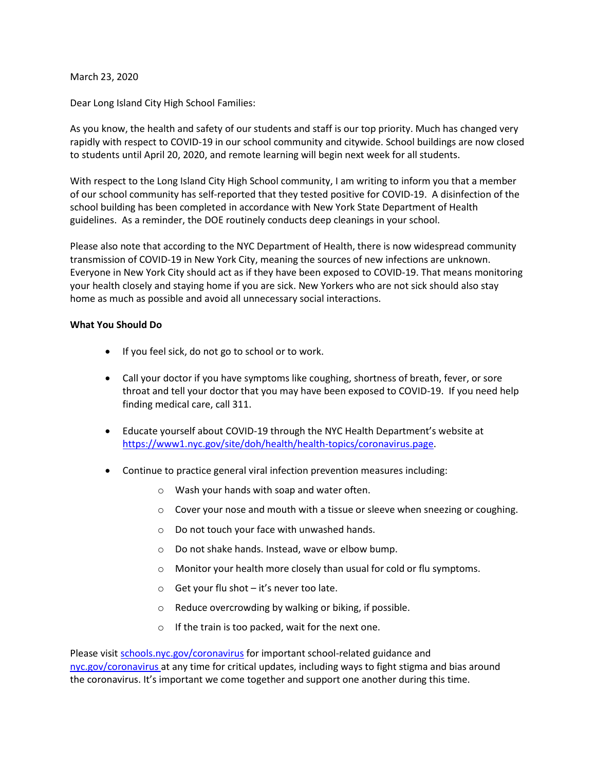March 23, 2020

Dear Long Island City High School Families:

As you know, the health and safety of our students and staff is our top priority. Much has changed very rapidly with respect to COVID-19 in our school community and citywide. School buildings are now closed to students until April 20, 2020, and remote learning will begin next week for all students.

With respect to the Long Island City High School community, I am writing to inform you that a member of our school community has self-reported that they tested positive for COVID-19. A disinfection of the school building has been completed in accordance with New York State Department of Health guidelines. As a reminder, the DOE routinely conducts deep cleanings in your school.

Please also note that according to the NYC Department of Health, there is now widespread community transmission of COVID-19 in New York City, meaning the sources of new infections are unknown. Everyone in New York City should act as if they have been exposed to COVID-19. That means monitoring your health closely and staying home if you are sick. New Yorkers who are not sick should also stay home as much as possible and avoid all unnecessary social interactions.

**What You Should Do**

- If you feel sick, do not go to school or to work.
- Call your doctor if you have symptoms like coughing, shortness of breath, fever, or sore throat and tell your doctor that you may have been exposed to COVID-19. If you need help finding medical care, call 311.
- Educate yourself about COVID-19 through the NYC Health Department's website at [https://www1.nyc.gov/site/doh/health/health-topics/coronavirus.page](https://www1.nyc.gov/site/doh/health/health-topics/coronavirus.page).
- Continue to practice general viral infection prevention measures including:
  - Wash your hands with soap and water often.
  - Cover your nose and mouth with a tissue or sleeve when sneezing or coughing.
  - Do not touch your face with unwashed hands.
  - Do not shake hands. Instead, wave or elbow bump.
  - Monitor your health more closely than usual for cold or flu symptoms.
  - Get your flu shot – it's never too late.
  - Reduce overcrowding by walking or biking, if possible.
  - If the train is too packed, wait for the next one.

Please visit [schools.nyc.gov/coronavirus](schools.nyc.gov/coronavirus) for important school-related guidance and [nyc.gov/coronavirus](nyc.gov/coronavirus) at any time for critical updates, including ways to fight stigma and bias around the coronavirus. It's important we come together and support one another during this time.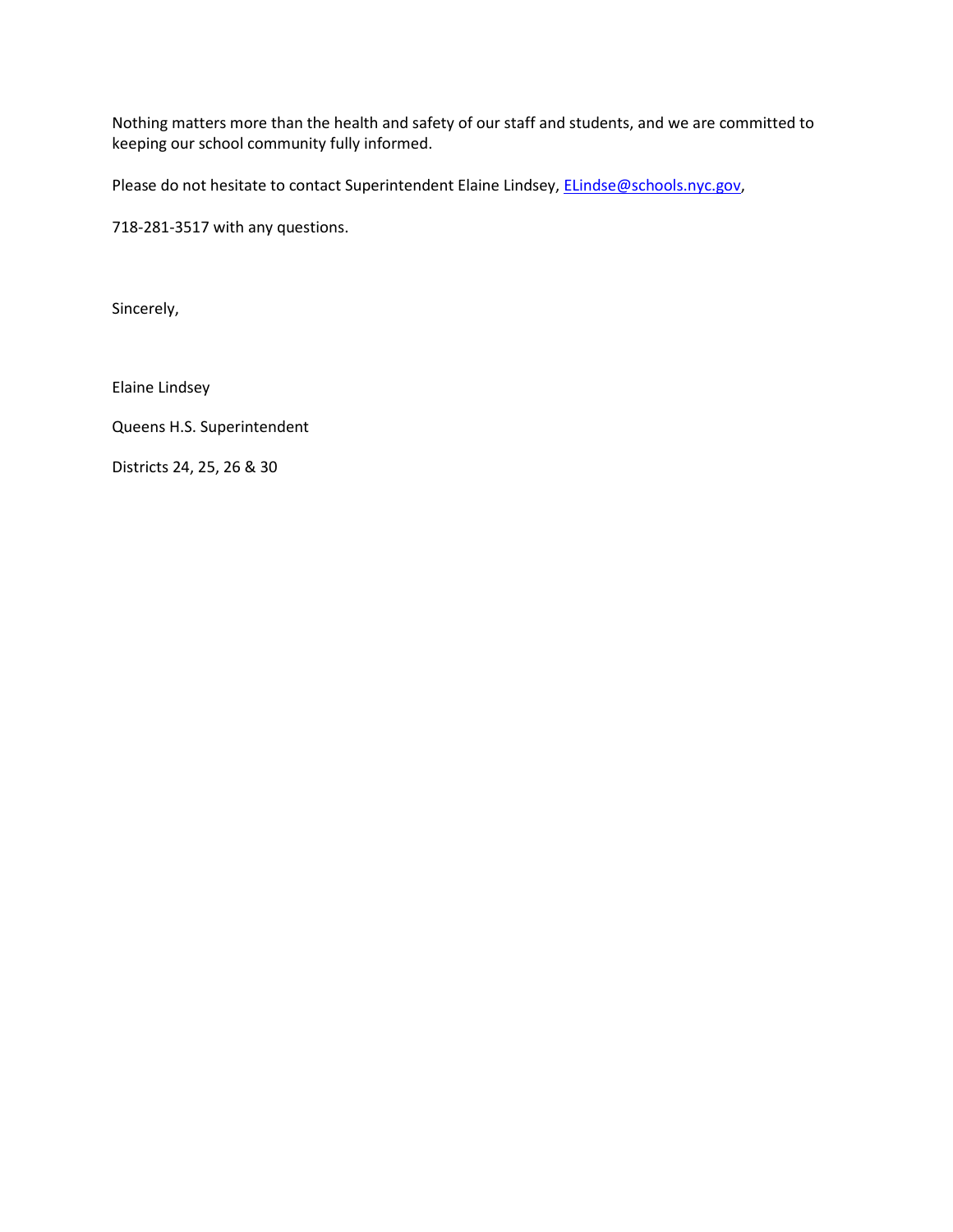Nothing matters more than the health and safety of our staff and students, and we are committed to keeping our school community fully informed.

Please do not hesitate to contact Superintendent Elaine Lindsey, [ELindse@schools.nyc.gov](mailto:ELindse@schools.nyc.gov),

718-281-3517 with any questions.

Sincerely,

Elaine Lindsey

Queens H.S. Superintendent

Districts 24, 25, 26 & 30